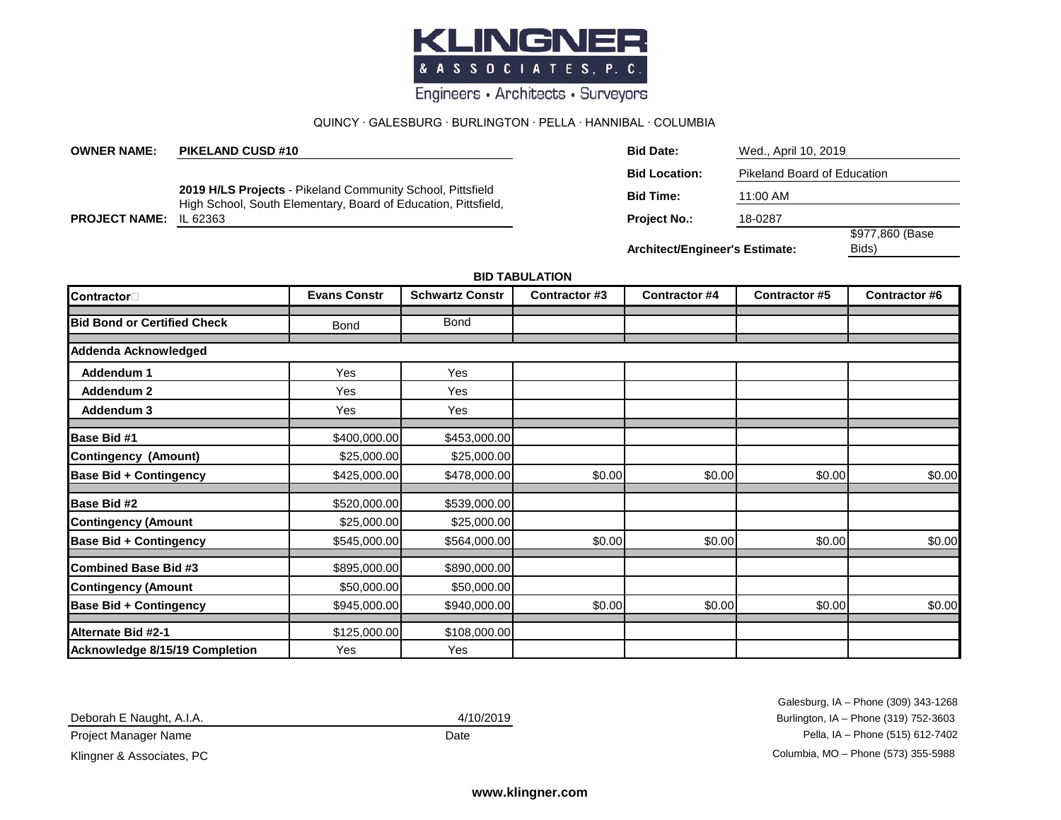# KLINGNER & ASSOCIATES, P.C.

Engineers • Architects • Surveyors

QUINCY · GALESBURG · BURLINGTON · PELLA · HANNIBAL · COLUMBIA

**OWNER NAME:** **PIKELAND CUSD #10**

**PROJECT NAME:** **2019 H/LS Projects** - Pikeland Community School, Pittsfield High School, South Elementary, Board of Education, Pittsfield, IL 62363

**Bid Date:** Wed., April 10, 2019

**Bid Location:** Pikeland Board of Education

**Bid Time:** 11:00 AM

**Project No.:** 18-0287

**Architect/Engineer's Estimate:** $977,860 (Base Bids)

**BID TABULATION**

| Contractor | Evans Constr | Schwartz Constr | Contractor #3 | Contractor #4 | Contractor #5 | Contractor #6 |
|---|---|---|---|---|---|---|
| **Bid Bond or Certified Check** | Bond | Bond | | | | |
| **Addenda Acknowledged** | | | | | | |
| **Addendum 1** | Yes | Yes | | | | |
| **Addendum 2** | Yes | Yes | | | | |
| **Addendum 3** | Yes | Yes | | | | |
| **Base Bid #1** | $400,000.00 | $453,000.00 | | | | |
| **Contingency (Amount)** | $25,000.00 | $25,000.00 | | | | |
| **Base Bid + Contingency** | $425,000.00 | $478,000.00 | $0.00 | $0.00 | $0.00 | $0.00 |
| **Base Bid #2** | $520,000.00 | $539,000.00 | | | | |
| **Contingency (Amount** | $25,000.00 | $25,000.00 | | | | |
| **Base Bid + Contingency** | $545,000.00 | $564,000.00 | $0.00 | $0.00 | $0.00 | $0.00 |
| **Combined Base Bid #3** | $895,000.00 | $890,000.00 | | | | |
| **Contingency (Amount** | $50,000.00 | $50,000.00 | | | | |
| **Base Bid + Contingency** | $945,000.00 | $940,000.00 | $0.00 | $0.00 | $0.00 | $0.00 |
| **Alternate Bid #2-1** | $125,000.00 | $108,000.00 | | | | |
| **Acknowledge 8/15/19 Completion** | Yes | Yes | | | | |

Deborah E Naught, A.I.A. — 4/10/2019

Project Manager Name — Date

Klingner & Associates, PC

Galesburg, IA – Phone (309) 343-1268
Burlington, IA – Phone (319) 752-3603
Pella, IA – Phone (515) 612-7402
Columbia, MO – Phone (573) 355-5988

**www.klingner.com**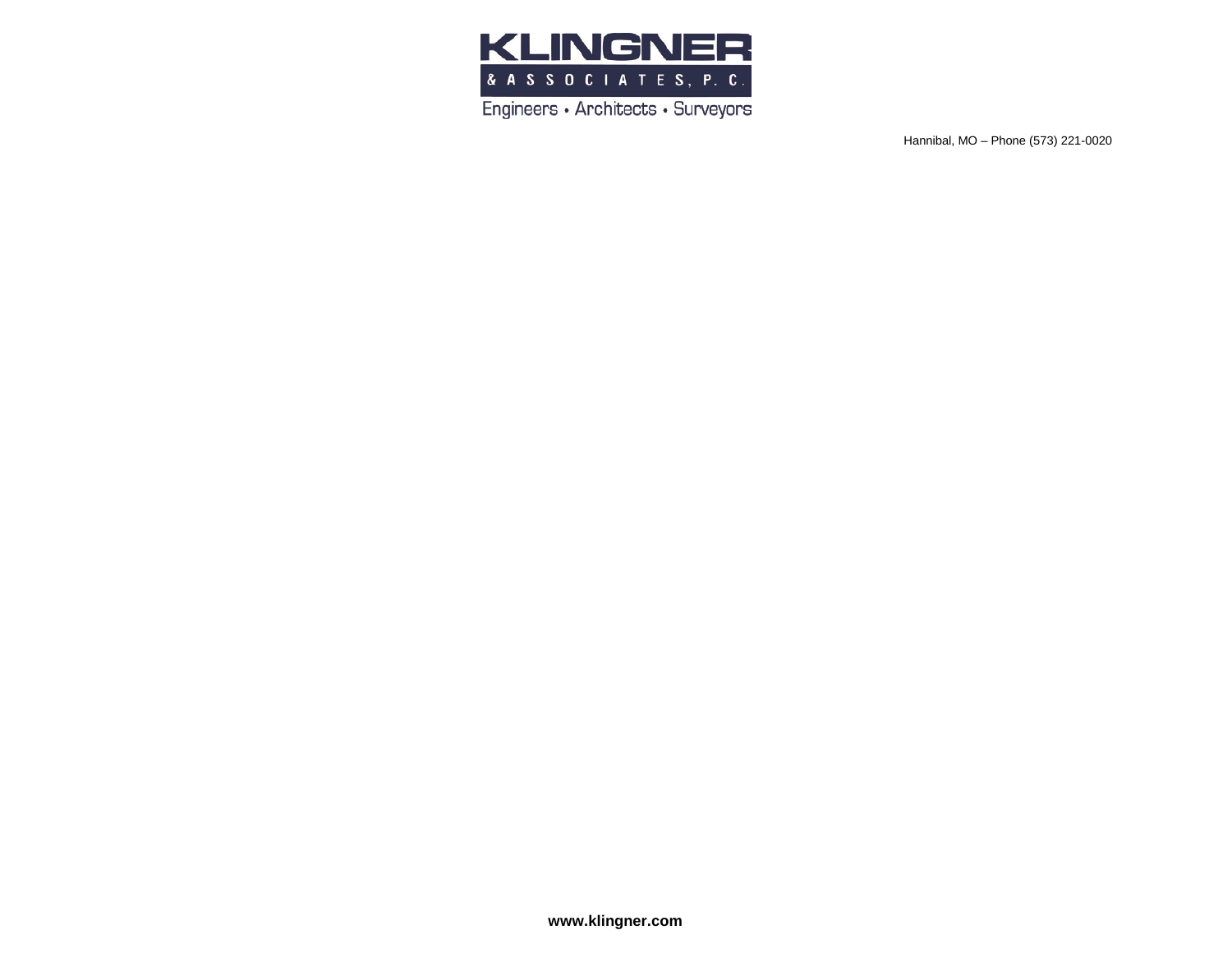KLINGNER

& ASSOCIATES, P. C.

Engineers • Architects • Surveyors

Hannibal, MO – Phone (573) 221-0020

**www.klingner.com**